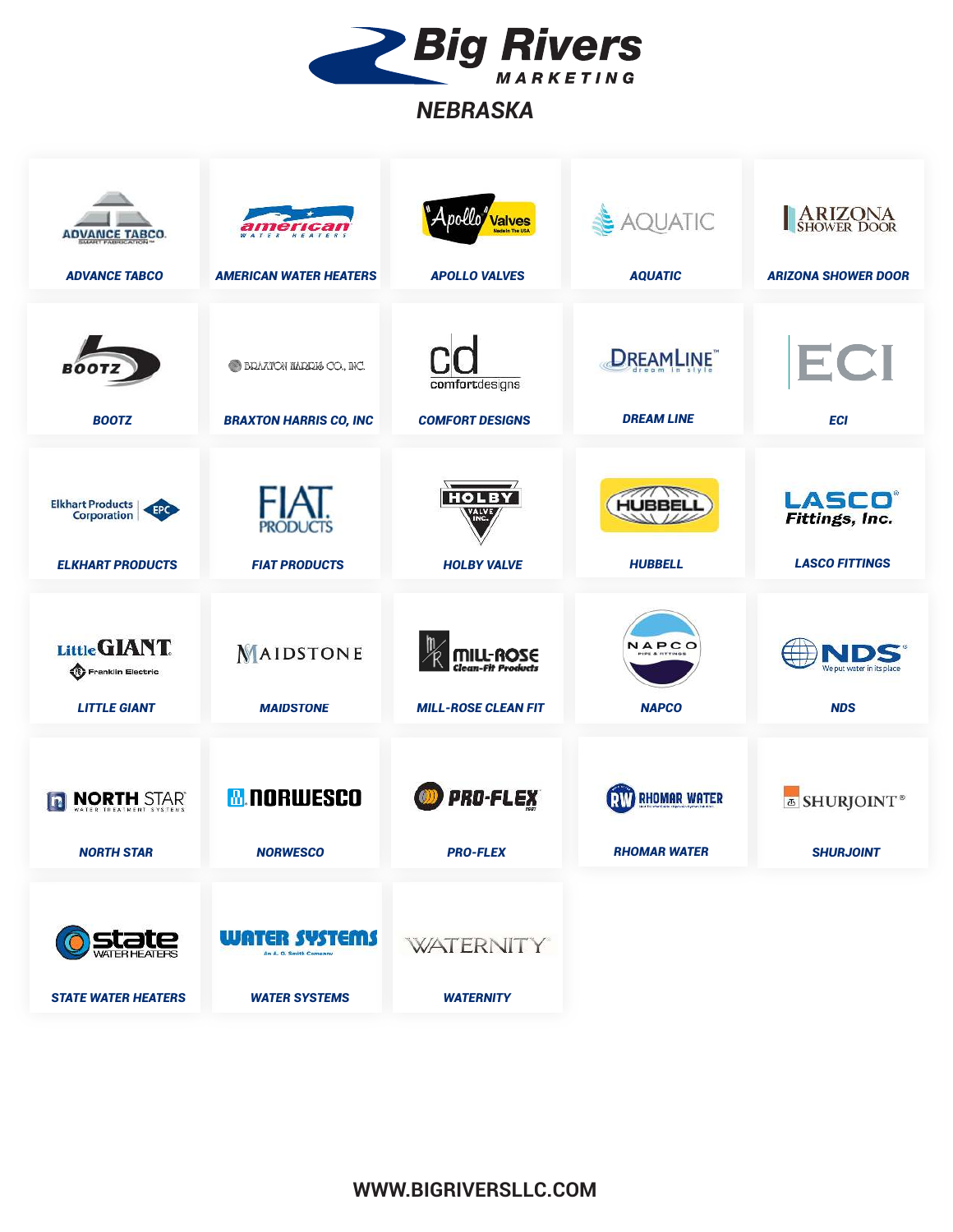# Big Rivers MARKETING

## NEBRASKA

- ADVANCE TABCO
- AMERICAN WATER HEATERS
- APOLLO VALVES
- AQUATIC
- ARIZONA SHOWER DOOR
- BOOTZ
- BRAXTON HARRIS CO, INC
- COMFORT DESIGNS
- DREAM LINE
- ECI
- ELKHART PRODUCTS
- FIAT PRODUCTS
- HOLBY VALVE
- HUBBELL
- LASCO FITTINGS
- LITTLE GIANT
- MAIDSTONE
- MILL-ROSE CLEAN FIT
- NAPCO
- NDS
- NORTH STAR
- NORWESCO
- PRO-FLEX
- RHOMAR WATER
- SHURJOINT
- STATE WATER HEATERS
- WATER SYSTEMS
- WATERNITY

WWW.BIGRIVERSLLC.COM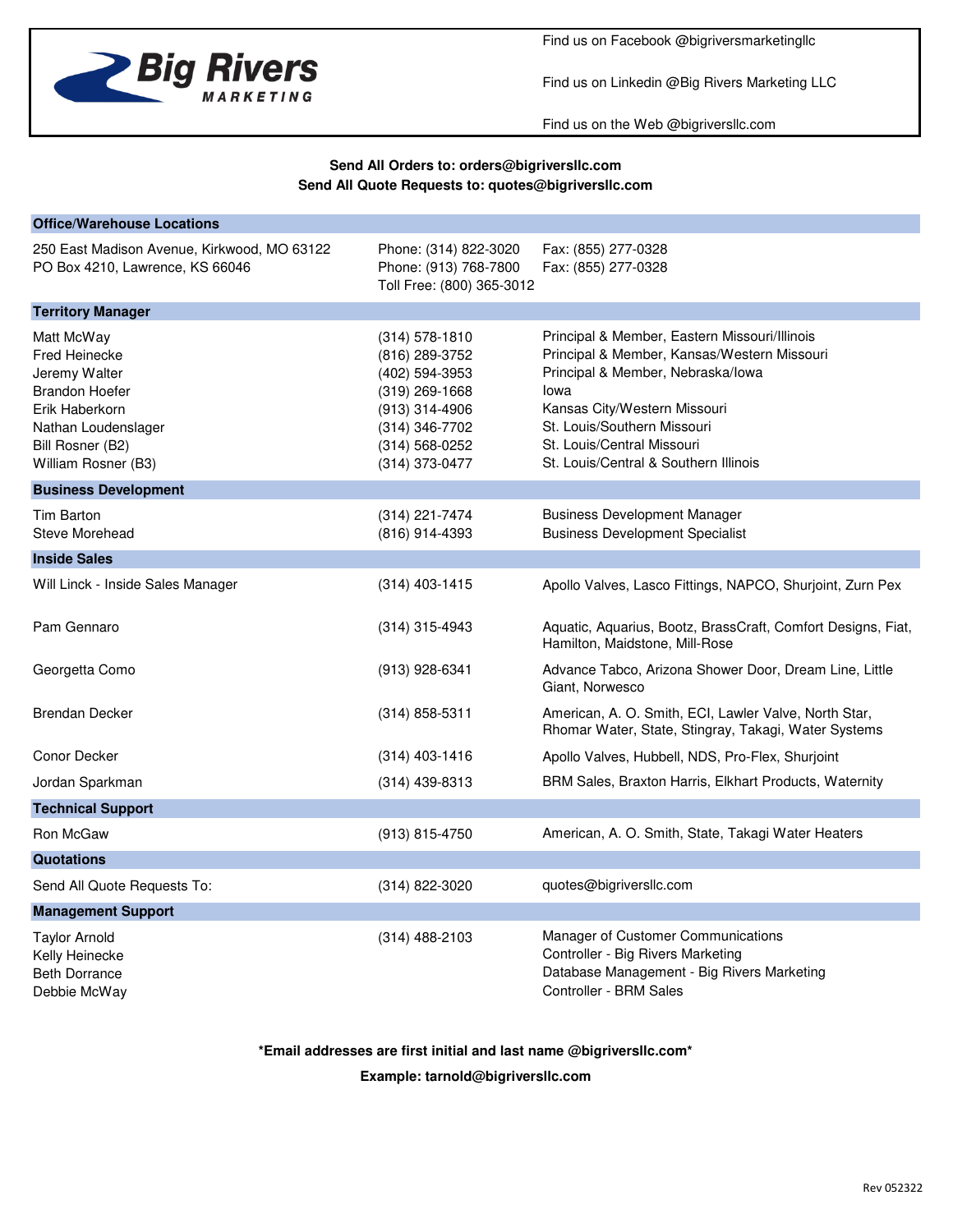**Big Rivers MARKETING**

Find us on Facebook @bigriversmarketingllc

Find us on Linkedin @Big Rivers Marketing LLC

Find us on the Web @bigriversllc.com

**Send All Orders to: orders@bigriversllc.com**
**Send All Quote Requests to: quotes@bigriversllc.com**

| | | |
|---|---|---|
| **Office/Warehouse Locations** | | |
| 250 East Madison Avenue, Kirkwood, MO 63122 | Phone: (314) 822-3020 | Fax: (855) 277-0328 |
| PO Box 4210, Lawrence, KS 66046 | Phone: (913) 768-7800 | Fax: (855) 277-0328 |
| | Toll Free: (800) 365-3012 | |
| **Territory Manager** | | |
| Matt McWay | (314) 578-1810 | Principal & Member, Eastern Missouri/Illinois |
| Fred Heinecke | (816) 289-3752 | Principal & Member, Kansas/Western Missouri |
| Jeremy Walter | (402) 594-3953 | Principal & Member, Nebraska/Iowa |
| Brandon Hoefer | (319) 269-1668 | Iowa |
| Erik Haberkorn | (913) 314-4906 | Kansas City/Western Missouri |
| Nathan Loudenslager | (314) 346-7702 | St. Louis/Southern Missouri |
| Bill Rosner (B2) | (314) 568-0252 | St. Louis/Central Missouri |
| William Rosner (B3) | (314) 373-0477 | St. Louis/Central & Southern Illinois |
| **Business Development** | | |
| Tim Barton | (314) 221-7474 | Business Development Manager |
| Steve Morehead | (816) 914-4393 | Business Development Specialist |
| **Inside Sales** | | |
| Will Linck - Inside Sales Manager | (314) 403-1415 | Apollo Valves, Lasco Fittings, NAPCO, Shurjoint, Zurn Pex |
| Pam Gennaro | (314) 315-4943 | Aquatic, Aquarius, Bootz, BrassCraft, Comfort Designs, Fiat, Hamilton, Maidstone, Mill-Rose |
| Georgetta Como | (913) 928-6341 | Advance Tabco, Arizona Shower Door, Dream Line, Little Giant, Norwesco |
| Brendan Decker | (314) 858-5311 | American, A. O. Smith, ECI, Lawler Valve, North Star, Rhomar Water, State, Stingray, Takagi, Water Systems |
| Conor Decker | (314) 403-1416 | Apollo Valves, Hubbell, NDS, Pro-Flex, Shurjoint |
| Jordan Sparkman | (314) 439-8313 | BRM Sales, Braxton Harris, Elkhart Products, Waternity |
| **Technical Support** | | |
| Ron McGaw | (913) 815-4750 | American, A. O. Smith, State, Takagi Water Heaters |
| **Quotations** | | |
| Send All Quote Requests To: | (314) 822-3020 | quotes@bigriversllc.com |
| **Management Support** | | |
| Taylor Arnold | (314) 488-2103 | Manager of Customer Communications |
| Kelly Heinecke | | Controller - Big Rivers Marketing |
| Beth Dorrance | | Database Management - Big Rivers Marketing |
| Debbie McWay | | Controller - BRM Sales |

***Email addresses are first initial and last name @bigriversllc.com***

**Example: tarnold@bigriversllc.com**

Rev 052322